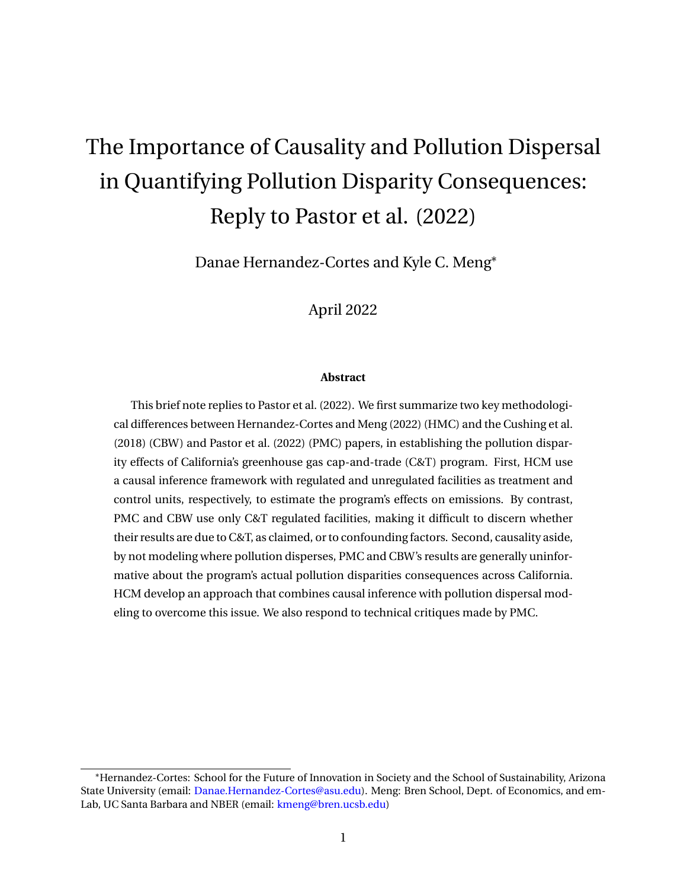# The Importance of Causality and Pollution Dispersal in Quantifying Pollution Disparity Consequences: Reply to Pastor et al. (2022)

Danae Hernandez-Cortes and Kyle C. Meng*

April 2022

**Abstract**

This brief note replies to Pastor et al. (2022). We first summarize two key methodological differences between Hernandez-Cortes and Meng (2022) (HMC) and the Cushing et al. (2018) (CBW) and Pastor et al. (2022) (PMC) papers, in establishing the pollution disparity effects of California's greenhouse gas cap-and-trade (C&T) program. First, HCM use a causal inference framework with regulated and unregulated facilities as treatment and control units, respectively, to estimate the program's effects on emissions. By contrast, PMC and CBW use only C&T regulated facilities, making it difficult to discern whether their results are due to C&T, as claimed, or to confounding factors. Second, causality aside, by not modeling where pollution disperses, PMC and CBW's results are generally uninformative about the program's actual pollution disparities consequences across California. HCM develop an approach that combines causal inference with pollution dispersal modeling to overcome this issue. We also respond to technical critiques made by PMC.

*Hernandez-Cortes: School for the Future of Innovation in Society and the School of Sustainability, Arizona State University (email: Danae.Hernandez-Cortes@asu.edu). Meng: Bren School, Dept. of Economics, and emLab, UC Santa Barbara and NBER (email: kmeng@bren.ucsb.edu)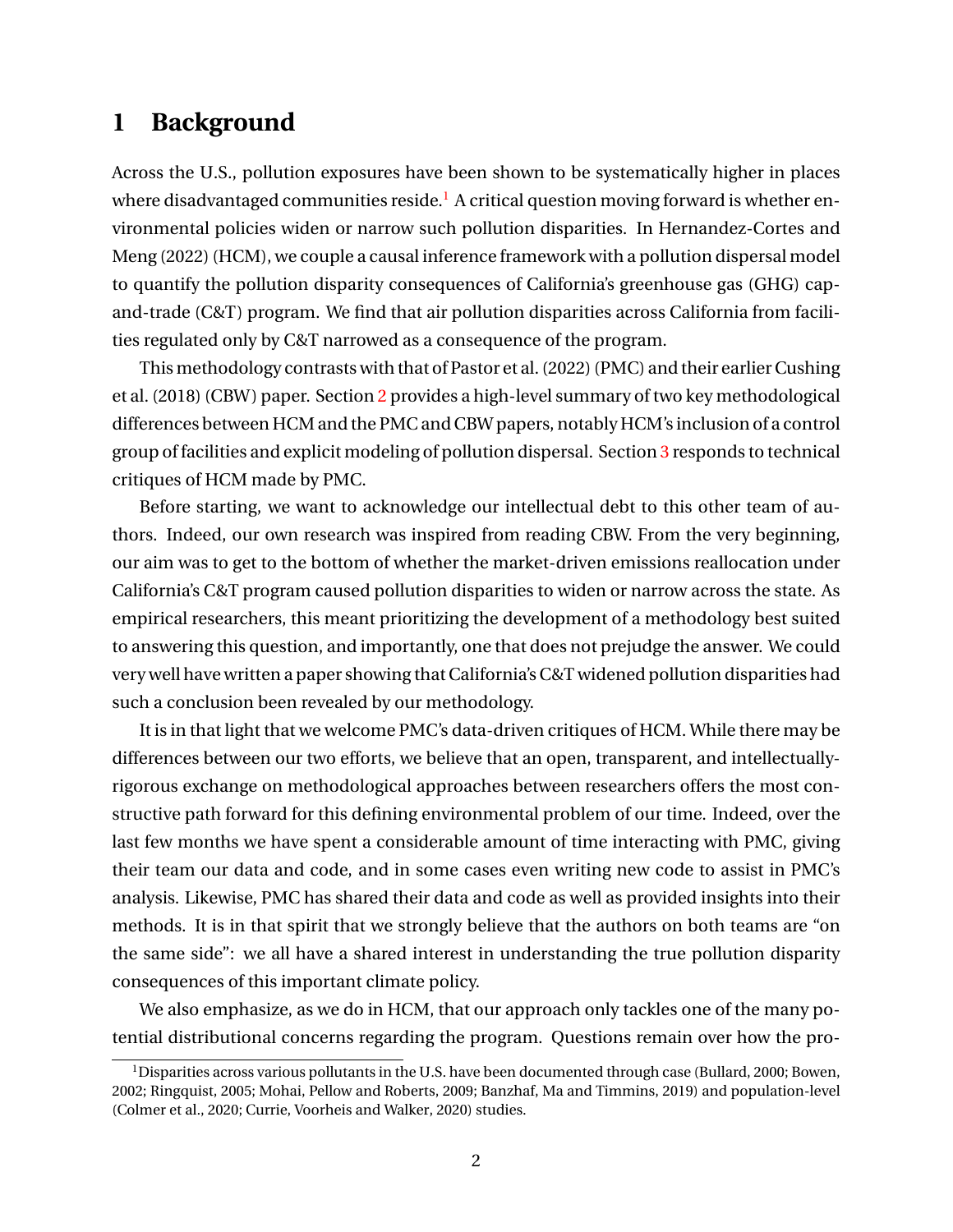# 1 Background

Across the U.S., pollution exposures have been shown to be systematically higher in places where disadvantaged communities reside.[1] A critical question moving forward is whether environmental policies widen or narrow such pollution disparities. In Hernandez-Cortes and Meng (2022) (HCM), we couple a causal inference framework with a pollution dispersal model to quantify the pollution disparity consequences of California's greenhouse gas (GHG) cap-and-trade (C&T) program. We find that air pollution disparities across California from facilities regulated only by C&T narrowed as a consequence of the program.

This methodology contrasts with that of Pastor et al. (2022) (PMC) and their earlier Cushing et al. (2018) (CBW) paper. Section 2 provides a high-level summary of two key methodological differences between HCM and the PMC and CBW papers, notably HCM's inclusion of a control group of facilities and explicit modeling of pollution dispersal. Section 3 responds to technical critiques of HCM made by PMC.

Before starting, we want to acknowledge our intellectual debt to this other team of authors. Indeed, our own research was inspired from reading CBW. From the very beginning, our aim was to get to the bottom of whether the market-driven emissions reallocation under California's C&T program caused pollution disparities to widen or narrow across the state. As empirical researchers, this meant prioritizing the development of a methodology best suited to answering this question, and importantly, one that does not prejudge the answer. We could very well have written a paper showing that California's C&T widened pollution disparities had such a conclusion been revealed by our methodology.

It is in that light that we welcome PMC's data-driven critiques of HCM. While there may be differences between our two efforts, we believe that an open, transparent, and intellectually-rigorous exchange on methodological approaches between researchers offers the most constructive path forward for this defining environmental problem of our time. Indeed, over the last few months we have spent a considerable amount of time interacting with PMC, giving their team our data and code, and in some cases even writing new code to assist in PMC's analysis. Likewise, PMC has shared their data and code as well as provided insights into their methods. It is in that spirit that we strongly believe that the authors on both teams are "on the same side": we all have a shared interest in understanding the true pollution disparity consequences of this important climate policy.

We also emphasize, as we do in HCM, that our approach only tackles one of the many potential distributional concerns regarding the program. Questions remain over how the pro-

[1] Disparities across various pollutants in the U.S. have been documented through case (Bullard, 2000; Bowen, 2002; Ringquist, 2005; Mohai, Pellow and Roberts, 2009; Banzhaf, Ma and Timmins, 2019) and population-level (Colmer et al., 2020; Currie, Voorheis and Walker, 2020) studies.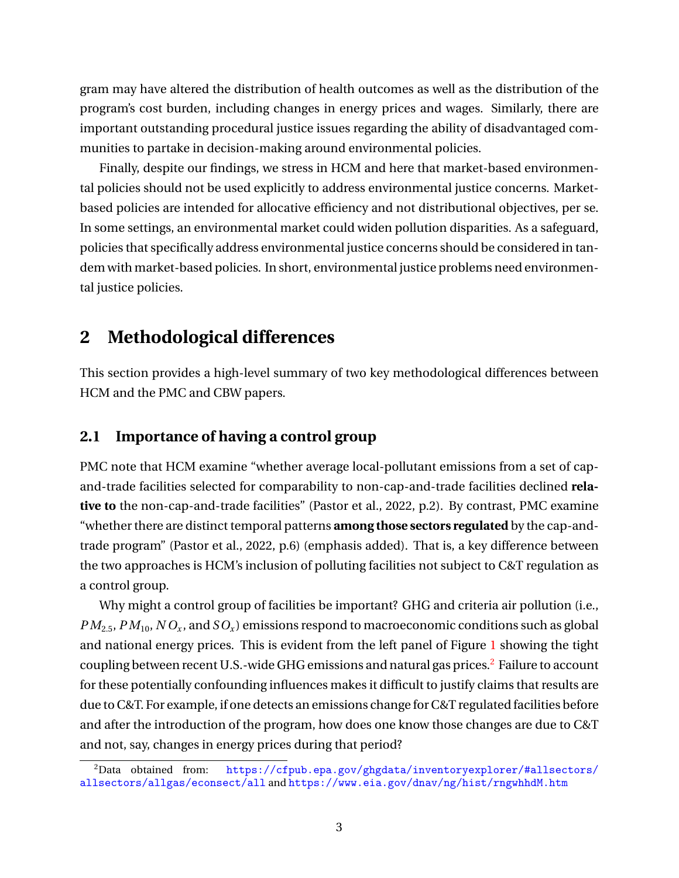gram may have altered the distribution of health outcomes as well as the distribution of the program's cost burden, including changes in energy prices and wages. Similarly, there are important outstanding procedural justice issues regarding the ability of disadvantaged communities to partake in decision-making around environmental policies.

Finally, despite our findings, we stress in HCM and here that market-based environmental policies should not be used explicitly to address environmental justice concerns. Market-based policies are intended for allocative efficiency and not distributional objectives, per se. In some settings, an environmental market could widen pollution disparities. As a safeguard, policies that specifically address environmental justice concerns should be considered in tandem with market-based policies. In short, environmental justice problems need environmental justice policies.

# 2 Methodological differences

This section provides a high-level summary of two key methodological differences between HCM and the PMC and CBW papers.

## 2.1 Importance of having a control group

PMC note that HCM examine "whether average local-pollutant emissions from a set of cap-and-trade facilities selected for comparability to non-cap-and-trade facilities declined **relative to** the non-cap-and-trade facilities" (Pastor et al., 2022, p.2). By contrast, PMC examine "whether there are distinct temporal patterns **among those sectors regulated** by the cap-and-trade program" (Pastor et al., 2022, p.6) (emphasis added). That is, a key difference between the two approaches is HCM's inclusion of polluting facilities not subject to C&T regulation as a control group.

Why might a control group of facilities be important? GHG and criteria air pollution (i.e., $PM_{2.5}$, $PM_{10}$, $NO_x$, and $SO_x$) emissions respond to macroeconomic conditions such as global and national energy prices. This is evident from the left panel of Figure 1 showing the tight coupling between recent U.S.-wide GHG emissions and natural gas prices.[2] Failure to account for these potentially confounding influences makes it difficult to justify claims that results are due to C&T. For example, if one detects an emissions change for C&T regulated facilities before and after the introduction of the program, how does one know those changes are due to C&T and not, say, changes in energy prices during that period?

[2] Data obtained from: https://cfpub.epa.gov/ghgdata/inventoryexplorer/#allsectors/allsectors/allgas/econsect/all and https://www.eia.gov/dnav/ng/hist/rngwhhdM.htm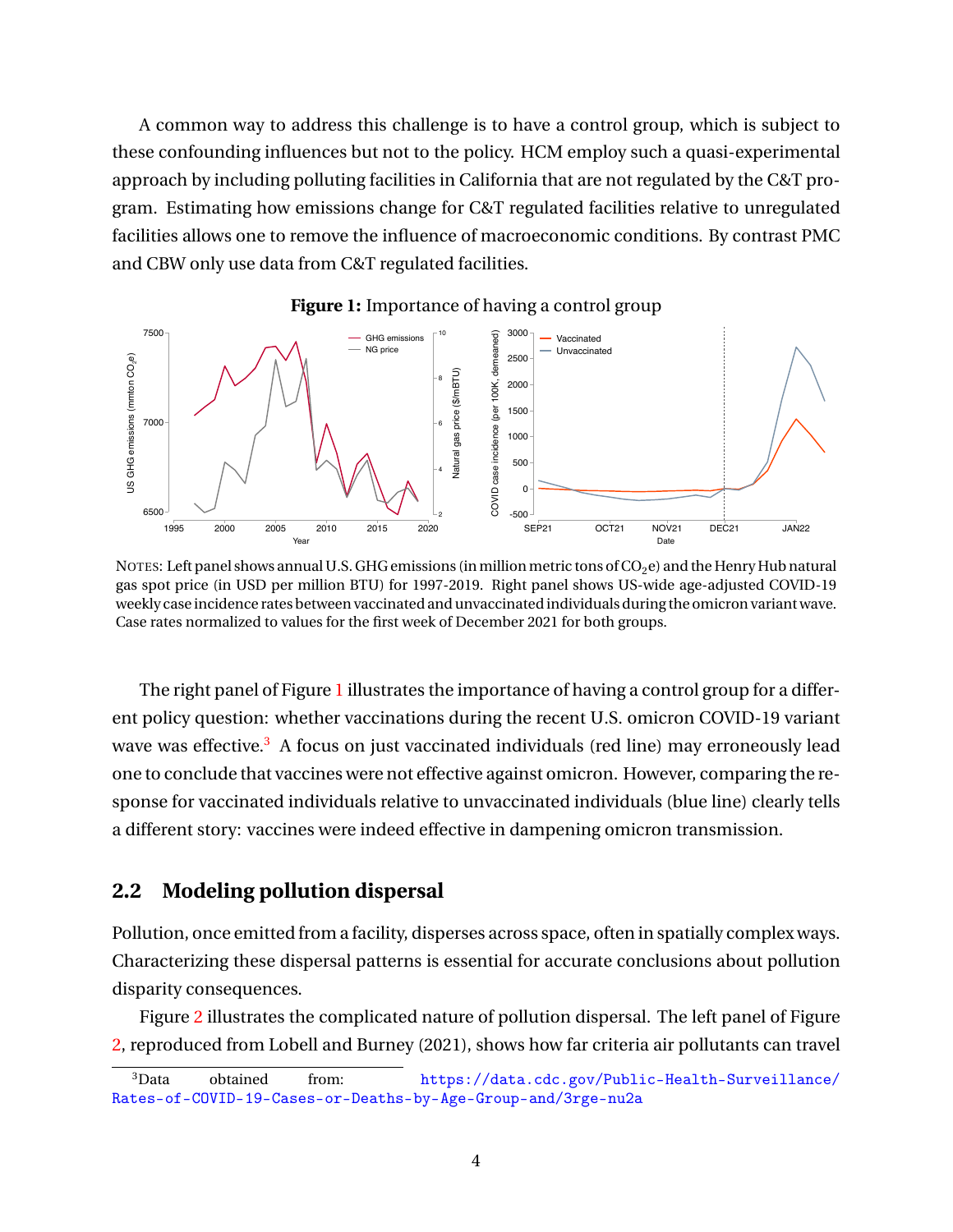A common way to address this challenge is to have a control group, which is subject to these confounding influences but not to the policy. HCM employ such a quasi-experimental approach by including polluting facilities in California that are not regulated by the C&T program. Estimating how emissions change for C&T regulated facilities relative to unregulated facilities allows one to remove the influence of macroeconomic conditions. By contrast PMC and CBW only use data from C&T regulated facilities.

**Figure 1:** Importance of having a control group

NOTES: Left panel shows annual U.S. GHG emissions (in million metric tons of $CO_2e$) and the Henry Hub natural gas spot price (in USD per million BTU) for 1997-2019. Right panel shows US-wide age-adjusted COVID-19 weekly case incidence rates between vaccinated and unvaccinated individuals during the omicron variant wave. Case rates normalized to values for the first week of December 2021 for both groups.

The right panel of Figure 1 illustrates the importance of having a control group for a different policy question: whether vaccinations during the recent U.S. omicron COVID-19 variant wave was effective.[3] A focus on just vaccinated individuals (red line) may erroneously lead one to conclude that vaccines were not effective against omicron. However, comparing the response for vaccinated individuals relative to unvaccinated individuals (blue line) clearly tells a different story: vaccines were indeed effective in dampening omicron transmission.

## 2.2 Modeling pollution dispersal

Pollution, once emitted from a facility, disperses across space, often in spatially complex ways. Characterizing these dispersal patterns is essential for accurate conclusions about pollution disparity consequences.

Figure 2 illustrates the complicated nature of pollution dispersal. The left panel of Figure 2, reproduced from Lobell and Burney (2021), shows how far criteria air pollutants can travel

[3] Data obtained from: https://data.cdc.gov/Public-Health-Surveillance/Rates-of-COVID-19-Cases-or-Deaths-by-Age-Group-and/3rge-nu2a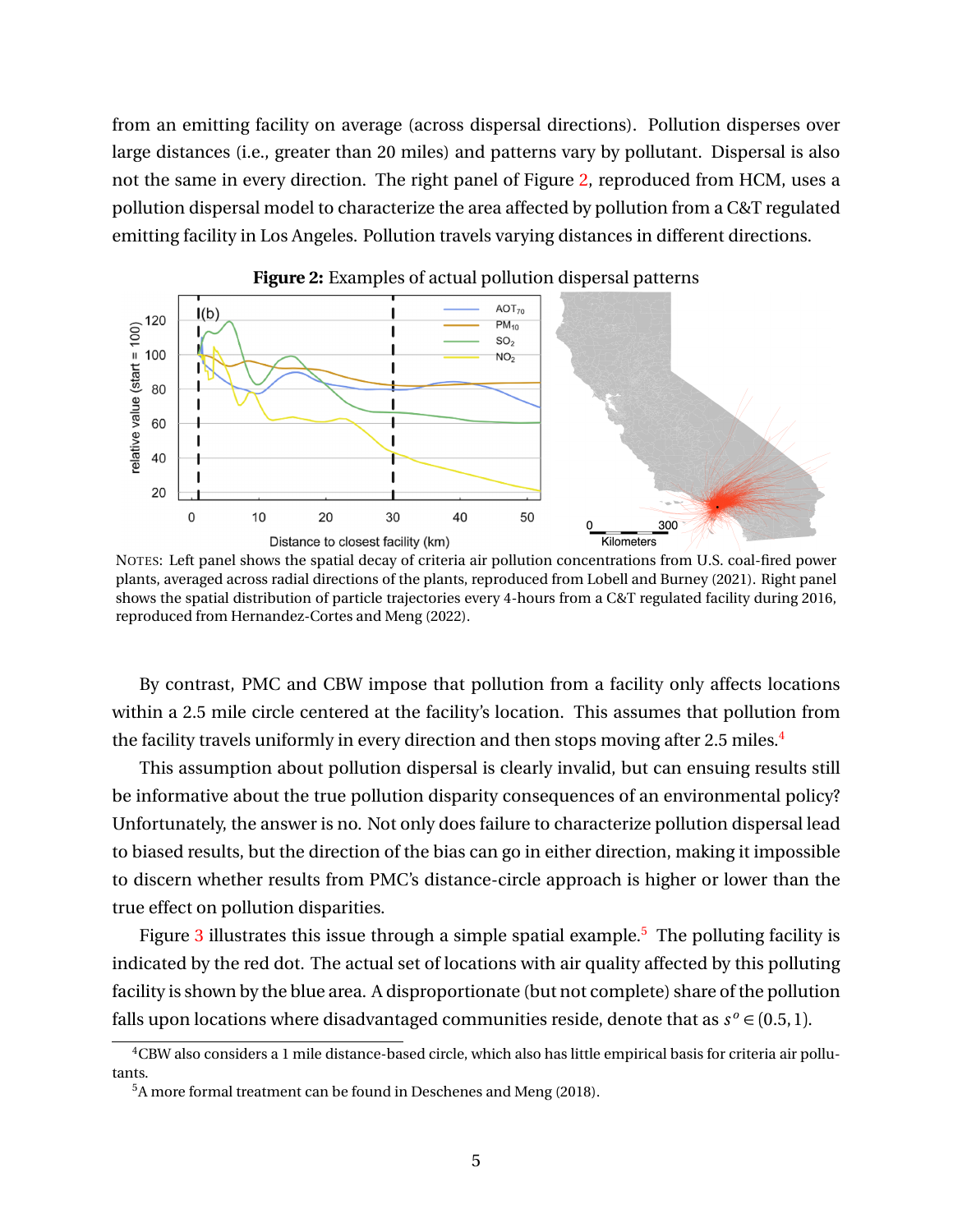from an emitting facility on average (across dispersal directions). Pollution disperses over large distances (i.e., greater than 20 miles) and patterns vary by pollutant. Dispersal is also not the same in every direction. The right panel of Figure 2, reproduced from HCM, uses a pollution dispersal model to characterize the area affected by pollution from a C&T regulated emitting facility in Los Angeles. Pollution travels varying distances in different directions.

**Figure 2:** Examples of actual pollution dispersal patterns

NOTES: Left panel shows the spatial decay of criteria air pollution concentrations from U.S. coal-fired power plants, averaged across radial directions of the plants, reproduced from Lobell and Burney (2021). Right panel shows the spatial distribution of particle trajectories every 4-hours from a C&T regulated facility during 2016, reproduced from Hernandez-Cortes and Meng (2022).

By contrast, PMC and CBW impose that pollution from a facility only affects locations within a 2.5 mile circle centered at the facility's location. This assumes that pollution from the facility travels uniformly in every direction and then stops moving after 2.5 miles.[4]

This assumption about pollution dispersal is clearly invalid, but can ensuing results still be informative about the true pollution disparity consequences of an environmental policy? Unfortunately, the answer is no. Not only does failure to characterize pollution dispersal lead to biased results, but the direction of the bias can go in either direction, making it impossible to discern whether results from PMC's distance-circle approach is higher or lower than the true effect on pollution disparities.

Figure 3 illustrates this issue through a simple spatial example.[5] The polluting facility is indicated by the red dot. The actual set of locations with air quality affected by this polluting facility is shown by the blue area. A disproportionate (but not complete) share of the pollution falls upon locations where disadvantaged communities reside, denote that as $s^o \in (0.5, 1)$.

[4]CBW also considers a 1 mile distance-based circle, which also has little empirical basis for criteria air pollutants.

[5]A more formal treatment can be found in Deschenes and Meng (2018).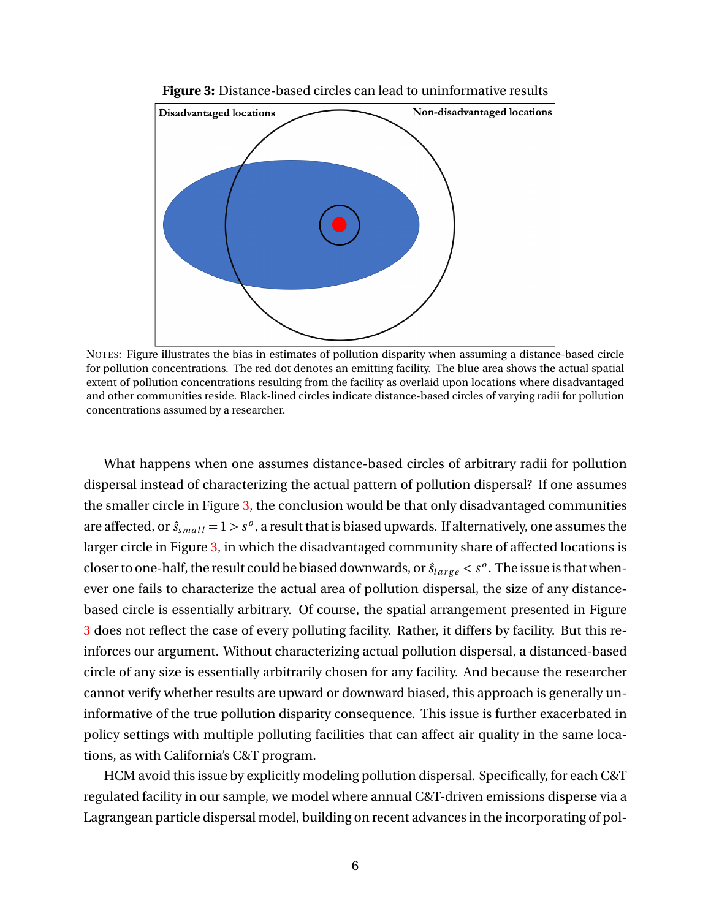**Figure 3:** Distance-based circles can lead to uninformative results

Disadvantaged locations

Non-disadvantaged locations

NOTES: Figure illustrates the bias in estimates of pollution disparity when assuming a distance-based circle for pollution concentrations. The red dot denotes an emitting facility. The blue area shows the actual spatial extent of pollution concentrations resulting from the facility as overlaid upon locations where disadvantaged and other communities reside. Black-lined circles indicate distance-based circles of varying radii for pollution concentrations assumed by a researcher.

What happens when one assumes distance-based circles of arbitrary radii for pollution dispersal instead of characterizing the actual pattern of pollution dispersal? If one assumes the smaller circle in Figure 3, the conclusion would be that only disadvantaged communities are affected, or $\hat{s}_{small} = 1 > s^o$, a result that is biased upwards. If alternatively, one assumes the larger circle in Figure 3, in which the disadvantaged community share of affected locations is closer to one-half, the result could be biased downwards, or $\hat{s}_{large} < s^o$. The issue is that whenever one fails to characterize the actual area of pollution dispersal, the size of any distance-based circle is essentially arbitrary. Of course, the spatial arrangement presented in Figure 3 does not reflect the case of every polluting facility. Rather, it differs by facility. But this reinforces our argument. Without characterizing actual pollution dispersal, a distanced-based circle of any size is essentially arbitrarily chosen for any facility. And because the researcher cannot verify whether results are upward or downward biased, this approach is generally uninformative of the true pollution disparity consequence. This issue is further exacerbated in policy settings with multiple polluting facilities that can affect air quality in the same locations, as with California's C&T program.

HCM avoid this issue by explicitly modeling pollution dispersal. Specifically, for each C&T regulated facility in our sample, we model where annual C&T-driven emissions disperse via a Lagrangean particle dispersal model, building on recent advances in the incorporating of pol-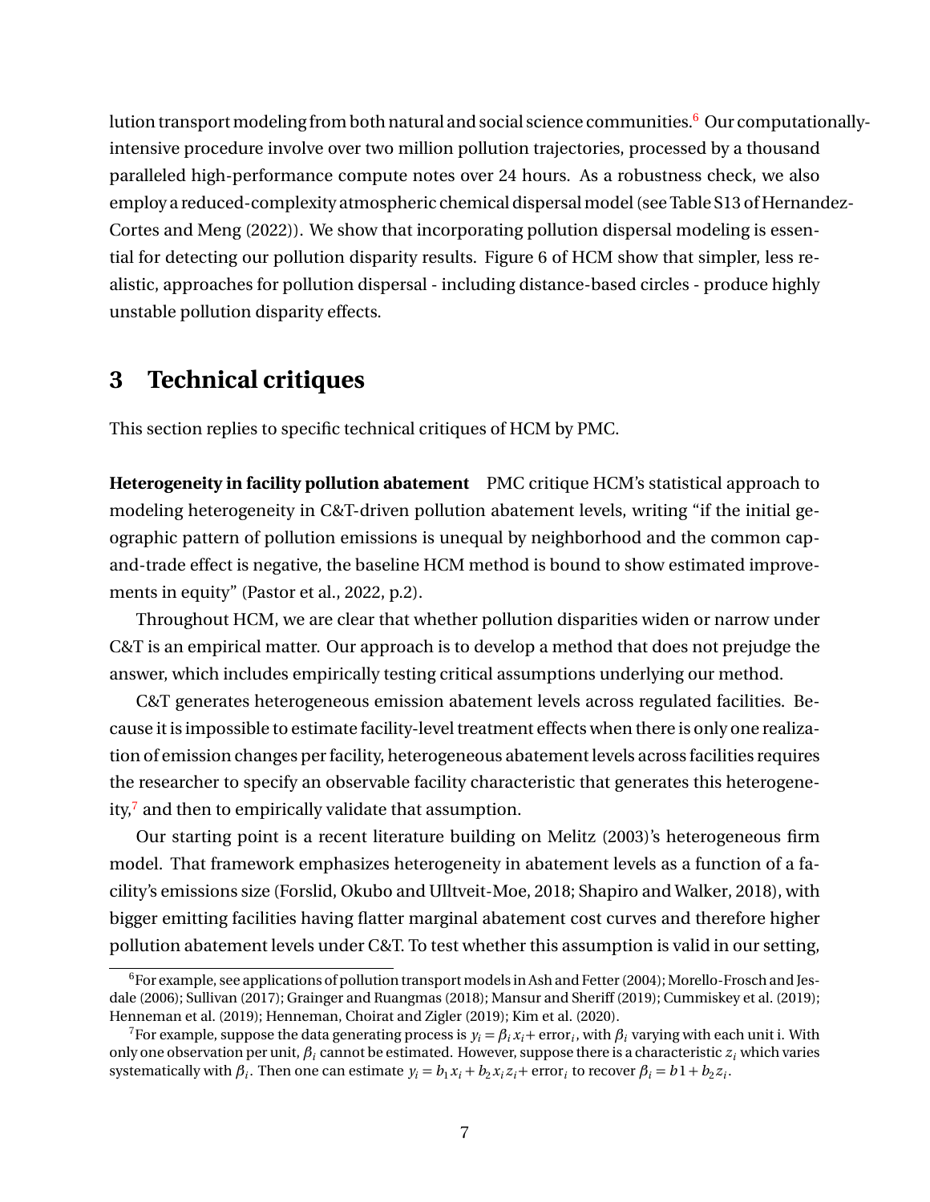lution transport modeling from both natural and social science communities.[6] Our computationally-intensive procedure involve over two million pollution trajectories, processed by a thousand paralleled high-performance compute notes over 24 hours. As a robustness check, we also employ a reduced-complexity atmospheric chemical dispersal model (see Table S13 of Hernandez-Cortes and Meng (2022)). We show that incorporating pollution dispersal modeling is essential for detecting our pollution disparity results. Figure 6 of HCM show that simpler, less realistic, approaches for pollution dispersal - including distance-based circles - produce highly unstable pollution disparity effects.

## 3 Technical critiques

This section replies to specific technical critiques of HCM by PMC.

**Heterogeneity in facility pollution abatement** PMC critique HCM's statistical approach to modeling heterogeneity in C&T-driven pollution abatement levels, writing "if the initial geographic pattern of pollution emissions is unequal by neighborhood and the common cap-and-trade effect is negative, the baseline HCM method is bound to show estimated improvements in equity" (Pastor et al., 2022, p.2).

Throughout HCM, we are clear that whether pollution disparities widen or narrow under C&T is an empirical matter. Our approach is to develop a method that does not prejudge the answer, which includes empirically testing critical assumptions underlying our method.

C&T generates heterogeneous emission abatement levels across regulated facilities. Because it is impossible to estimate facility-level treatment effects when there is only one realization of emission changes per facility, heterogeneous abatement levels across facilities requires the researcher to specify an observable facility characteristic that generates this heterogeneity,[7] and then to empirically validate that assumption.

Our starting point is a recent literature building on Melitz (2003)'s heterogeneous firm model. That framework emphasizes heterogeneity in abatement levels as a function of a facility's emissions size (Forslid, Okubo and Ulltveit-Moe, 2018; Shapiro and Walker, 2018), with bigger emitting facilities having flatter marginal abatement cost curves and therefore higher pollution abatement levels under C&T. To test whether this assumption is valid in our setting,

[6] For example, see applications of pollution transport models in Ash and Fetter (2004); Morello-Frosch and Jesdale (2006); Sullivan (2017); Grainger and Ruangmas (2018); Mansur and Sheriff (2019); Cummiskey et al. (2019); Henneman et al. (2019); Henneman, Choirat and Zigler (2019); Kim et al. (2020).

[7] For example, suppose the data generating process is $y_i = \beta_i x_i + \text{error}_i$, with $\beta_i$ varying with each unit i. With only one observation per unit, $\beta_i$ cannot be estimated. However, suppose there is a characteristic $z_i$ which varies systematically with $\beta_i$. Then one can estimate $y_i = b_1 x_i + b_2 x_i z_i + \text{error}_i$ to recover $\beta_i = b1 + b_2 z_i$.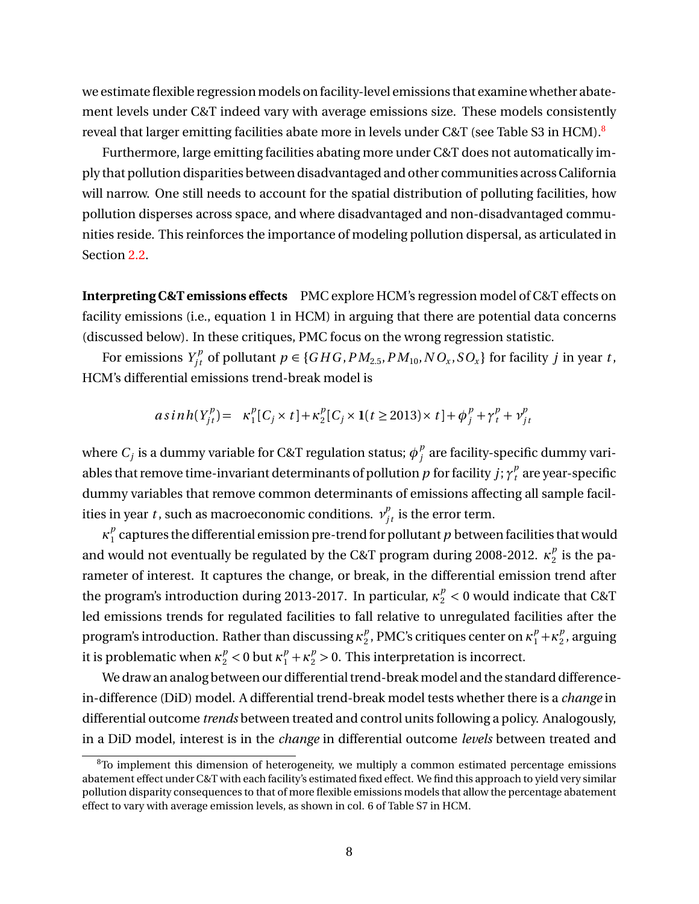we estimate flexible regression models on facility-level emissions that examine whether abatement levels under C&T indeed vary with average emissions size. These models consistently reveal that larger emitting facilities abate more in levels under C&T (see Table S3 in HCM).[8]

Furthermore, large emitting facilities abating more under C&T does not automatically imply that pollution disparities between disadvantaged and other communities across California will narrow. One still needs to account for the spatial distribution of polluting facilities, how pollution disperses across space, and where disadvantaged and non-disadvantaged communities reside. This reinforces the importance of modeling pollution dispersal, as articulated in Section 2.2.

**Interpreting C&T emissions effects** PMC explore HCM's regression model of C&T effects on facility emissions (i.e., equation 1 in HCM) in arguing that there are potential data concerns (discussed below). In these critiques, PMC focus on the wrong regression statistic.

For emissions $Y_{jt}^p$ of pollutant $p \in \{GHG, PM_{2.5}, PM_{10}, NO_x, SO_x\}$ for facility $j$ in year $t$, HCM's differential emissions trend-break model is

$$asinh(Y_{jt}^p) = \kappa_1^p[C_j \times t] + \kappa_2^p[C_j \times \mathbf{1}(t \geq 2013) \times t] + \phi_j^p + \gamma_t^p + \nu_{jt}^p$$

where $C_j$ is a dummy variable for C&T regulation status; $\phi_j^p$ are facility-specific dummy variables that remove time-invariant determinants of pollution $p$ for facility $j$; $\gamma_t^p$ are year-specific dummy variables that remove common determinants of emissions affecting all sample facilities in year $t$, such as macroeconomic conditions. $\nu_{jt}^p$ is the error term.

$\kappa_1^p$ captures the differential emission pre-trend for pollutant $p$ between facilities that would and would not eventually be regulated by the C&T program during 2008-2012. $\kappa_2^p$ is the parameter of interest. It captures the change, or break, in the differential emission trend after the program's introduction during 2013-2017. In particular, $\kappa_2^p < 0$ would indicate that C&T led emissions trends for regulated facilities to fall relative to unregulated facilities after the program's introduction. Rather than discussing $\kappa_2^p$, PMC's critiques center on $\kappa_1^p + \kappa_2^p$, arguing it is problematic when $\kappa_2^p < 0$ but $\kappa_1^p + \kappa_2^p > 0$. This interpretation is incorrect.

We draw an analog between our differential trend-break model and the standard difference-in-difference (DiD) model. A differential trend-break model tests whether there is a *change* in differential outcome *trends* between treated and control units following a policy. Analogously, in a DiD model, interest is in the *change* in differential outcome *levels* between treated and

[8] To implement this dimension of heterogeneity, we multiply a common estimated percentage emissions abatement effect under C&T with each facility's estimated fixed effect. We find this approach to yield very similar pollution disparity consequences to that of more flexible emissions models that allow the percentage abatement effect to vary with average emission levels, as shown in col. 6 of Table S7 in HCM.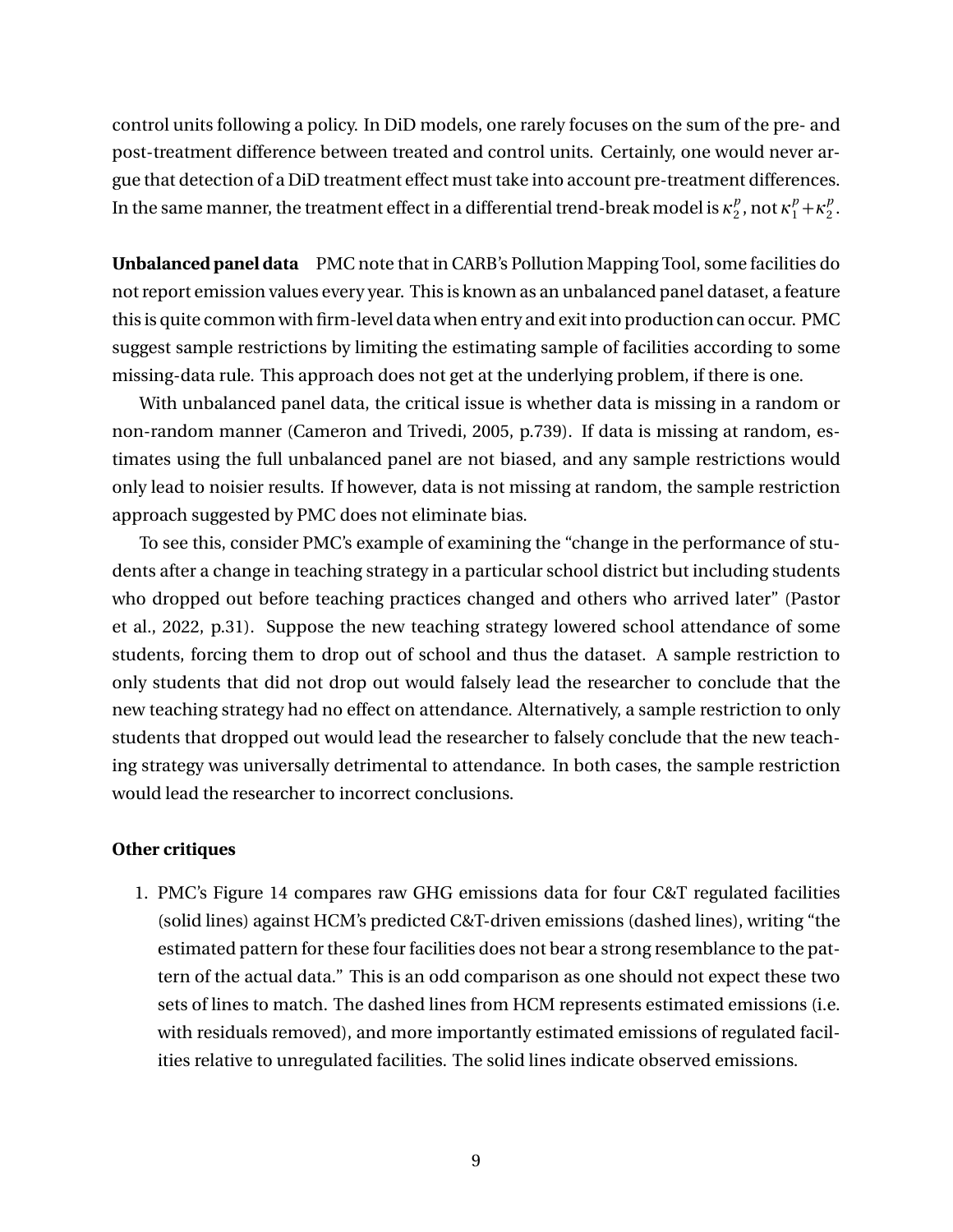control units following a policy. In DiD models, one rarely focuses on the sum of the pre- and post-treatment difference between treated and control units. Certainly, one would never argue that detection of a DiD treatment effect must take into account pre-treatment differences. In the same manner, the treatment effect in a differential trend-break model is $\kappa_2^p$, not $\kappa_1^p + \kappa_2^p$.

**Unbalanced panel data** PMC note that in CARB's Pollution Mapping Tool, some facilities do not report emission values every year. This is known as an unbalanced panel dataset, a feature this is quite common with firm-level data when entry and exit into production can occur. PMC suggest sample restrictions by limiting the estimating sample of facilities according to some missing-data rule. This approach does not get at the underlying problem, if there is one.

With unbalanced panel data, the critical issue is whether data is missing in a random or non-random manner (Cameron and Trivedi, 2005, p.739). If data is missing at random, estimates using the full unbalanced panel are not biased, and any sample restrictions would only lead to noisier results. If however, data is not missing at random, the sample restriction approach suggested by PMC does not eliminate bias.

To see this, consider PMC's example of examining the "change in the performance of students after a change in teaching strategy in a particular school district but including students who dropped out before teaching practices changed and others who arrived later" (Pastor et al., 2022, p.31). Suppose the new teaching strategy lowered school attendance of some students, forcing them to drop out of school and thus the dataset. A sample restriction to only students that did not drop out would falsely lead the researcher to conclude that the new teaching strategy had no effect on attendance. Alternatively, a sample restriction to only students that dropped out would lead the researcher to falsely conclude that the new teaching strategy was universally detrimental to attendance. In both cases, the sample restriction would lead the researcher to incorrect conclusions.

**Other critiques**

1. PMC's Figure 14 compares raw GHG emissions data for four C&T regulated facilities (solid lines) against HCM's predicted C&T-driven emissions (dashed lines), writing "the estimated pattern for these four facilities does not bear a strong resemblance to the pattern of the actual data." This is an odd comparison as one should not expect these two sets of lines to match. The dashed lines from HCM represents estimated emissions (i.e. with residuals removed), and more importantly estimated emissions of regulated facilities relative to unregulated facilities. The solid lines indicate observed emissions.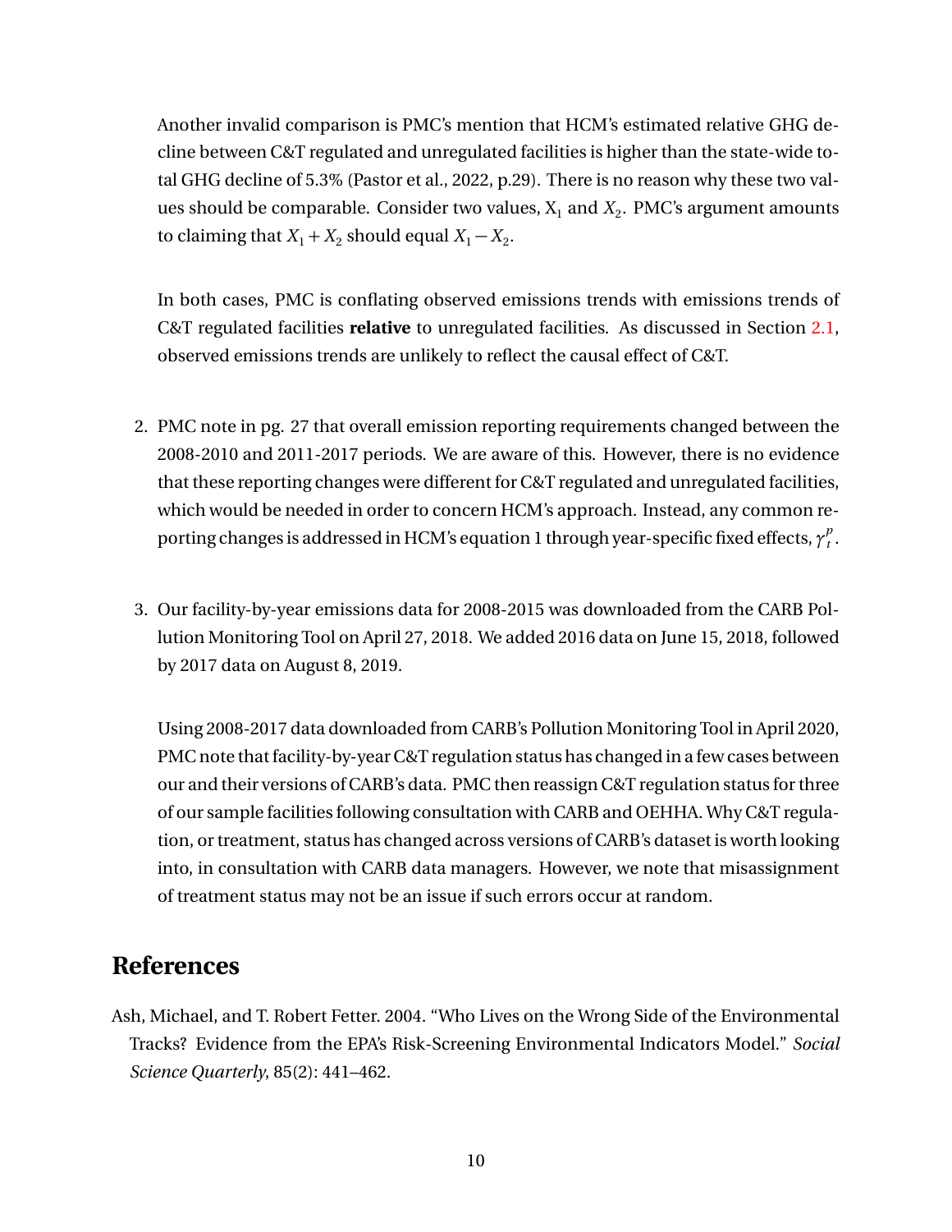Another invalid comparison is PMC's mention that HCM's estimated relative GHG decline between C&T regulated and unregulated facilities is higher than the state-wide total GHG decline of 5.3% (Pastor et al., 2022, p.29). There is no reason why these two values should be comparable. Consider two values, $X_1$ and $X_2$. PMC's argument amounts to claiming that $X_1 + X_2$ should equal $X_1 - X_2$.

In both cases, PMC is conflating observed emissions trends with emissions trends of C&T regulated facilities **relative** to unregulated facilities. As discussed in Section 2.1, observed emissions trends are unlikely to reflect the causal effect of C&T.

2. PMC note in pg. 27 that overall emission reporting requirements changed between the 2008-2010 and 2011-2017 periods. We are aware of this. However, there is no evidence that these reporting changes were different for C&T regulated and unregulated facilities, which would be needed in order to concern HCM's approach. Instead, any common reporting changes is addressed in HCM's equation 1 through year-specific fixed effects, $\gamma_t^p$.

3. Our facility-by-year emissions data for 2008-2015 was downloaded from the CARB Pollution Monitoring Tool on April 27, 2018. We added 2016 data on June 15, 2018, followed by 2017 data on August 8, 2019.

   Using 2008-2017 data downloaded from CARB's Pollution Monitoring Tool in April 2020, PMC note that facility-by-year C&T regulation status has changed in a few cases between our and their versions of CARB's data. PMC then reassign C&T regulation status for three of our sample facilities following consultation with CARB and OEHHA. Why C&T regulation, or treatment, status has changed across versions of CARB's dataset is worth looking into, in consultation with CARB data managers. However, we note that misassignment of treatment status may not be an issue if such errors occur at random.

## References

Ash, Michael, and T. Robert Fetter. 2004. "Who Lives on the Wrong Side of the Environmental Tracks? Evidence from the EPA's Risk-Screening Environmental Indicators Model." *Social Science Quarterly*, 85(2): 441–462.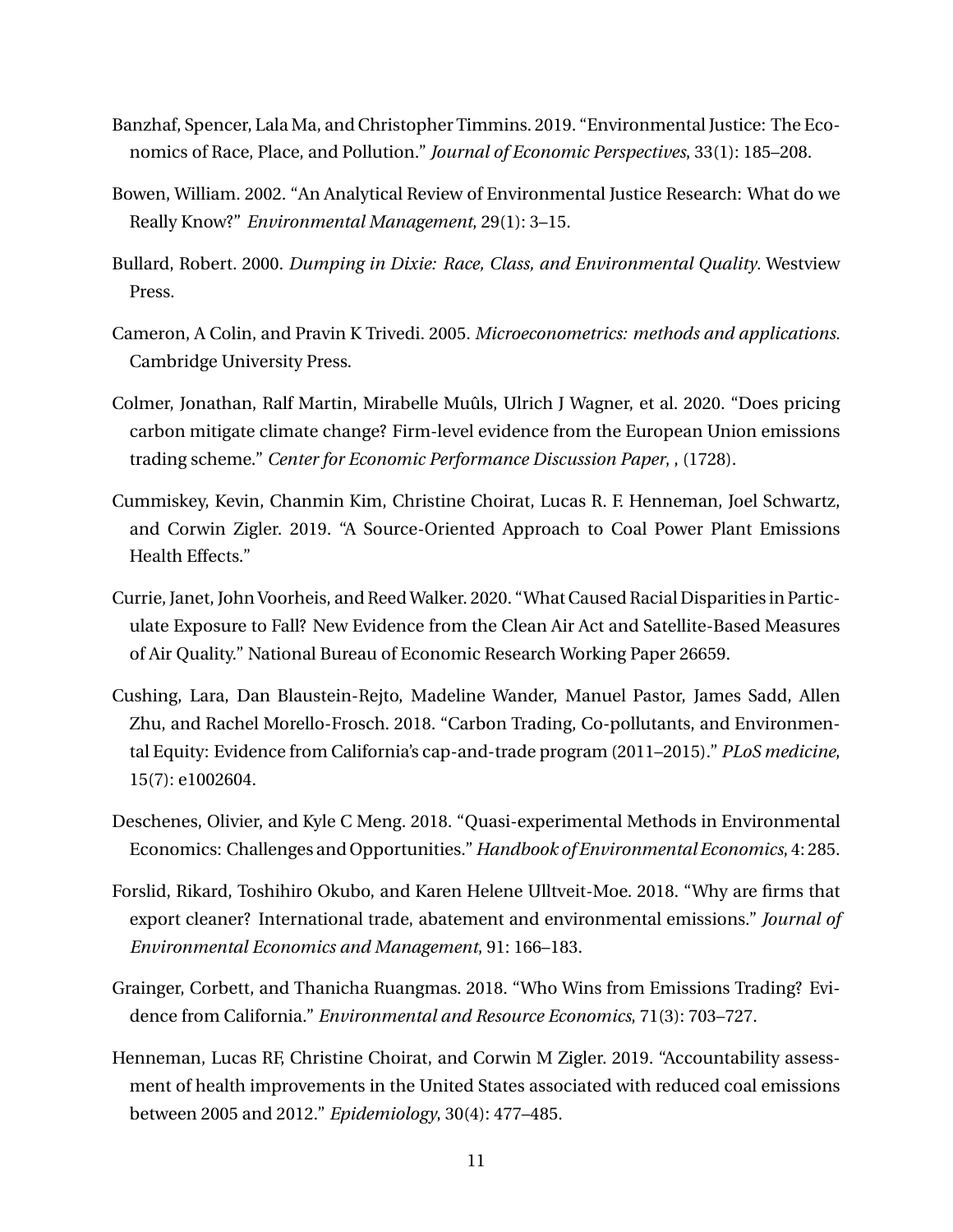Banzhaf, Spencer, Lala Ma, and Christopher Timmins. 2019. "Environmental Justice: The Economics of Race, Place, and Pollution." *Journal of Economic Perspectives*, 33(1): 185–208.

Bowen, William. 2002. "An Analytical Review of Environmental Justice Research: What do we Really Know?" *Environmental Management*, 29(1): 3–15.

Bullard, Robert. 2000. *Dumping in Dixie: Race, Class, and Environmental Quality*. Westview Press.

Cameron, A Colin, and Pravin K Trivedi. 2005. *Microeconometrics: methods and applications.* Cambridge University Press.

Colmer, Jonathan, Ralf Martin, Mirabelle Muûls, Ulrich J Wagner, et al. 2020. "Does pricing carbon mitigate climate change? Firm-level evidence from the European Union emissions trading scheme." *Center for Economic Performance Discussion Paper*, , (1728).

Cummiskey, Kevin, Chanmin Kim, Christine Choirat, Lucas R. F. Henneman, Joel Schwartz, and Corwin Zigler. 2019. "A Source-Oriented Approach to Coal Power Plant Emissions Health Effects."

Currie, Janet, John Voorheis, and Reed Walker. 2020. "What Caused Racial Disparities in Particulate Exposure to Fall? New Evidence from the Clean Air Act and Satellite-Based Measures of Air Quality." National Bureau of Economic Research Working Paper 26659.

Cushing, Lara, Dan Blaustein-Rejto, Madeline Wander, Manuel Pastor, James Sadd, Allen Zhu, and Rachel Morello-Frosch. 2018. "Carbon Trading, Co-pollutants, and Environmental Equity: Evidence from California's cap-and-trade program (2011–2015)." *PLoS medicine*, 15(7): e1002604.

Deschenes, Olivier, and Kyle C Meng. 2018. "Quasi-experimental Methods in Environmental Economics: Challenges and Opportunities." *Handbook of Environmental Economics*, 4: 285.

Forslid, Rikard, Toshihiro Okubo, and Karen Helene Ulltveit-Moe. 2018. "Why are firms that export cleaner? International trade, abatement and environmental emissions." *Journal of Environmental Economics and Management*, 91: 166–183.

Grainger, Corbett, and Thanicha Ruangmas. 2018. "Who Wins from Emissions Trading? Evidence from California." *Environmental and Resource Economics*, 71(3): 703–727.

Henneman, Lucas RF, Christine Choirat, and Corwin M Zigler. 2019. "Accountability assessment of health improvements in the United States associated with reduced coal emissions between 2005 and 2012." *Epidemiology*, 30(4): 477–485.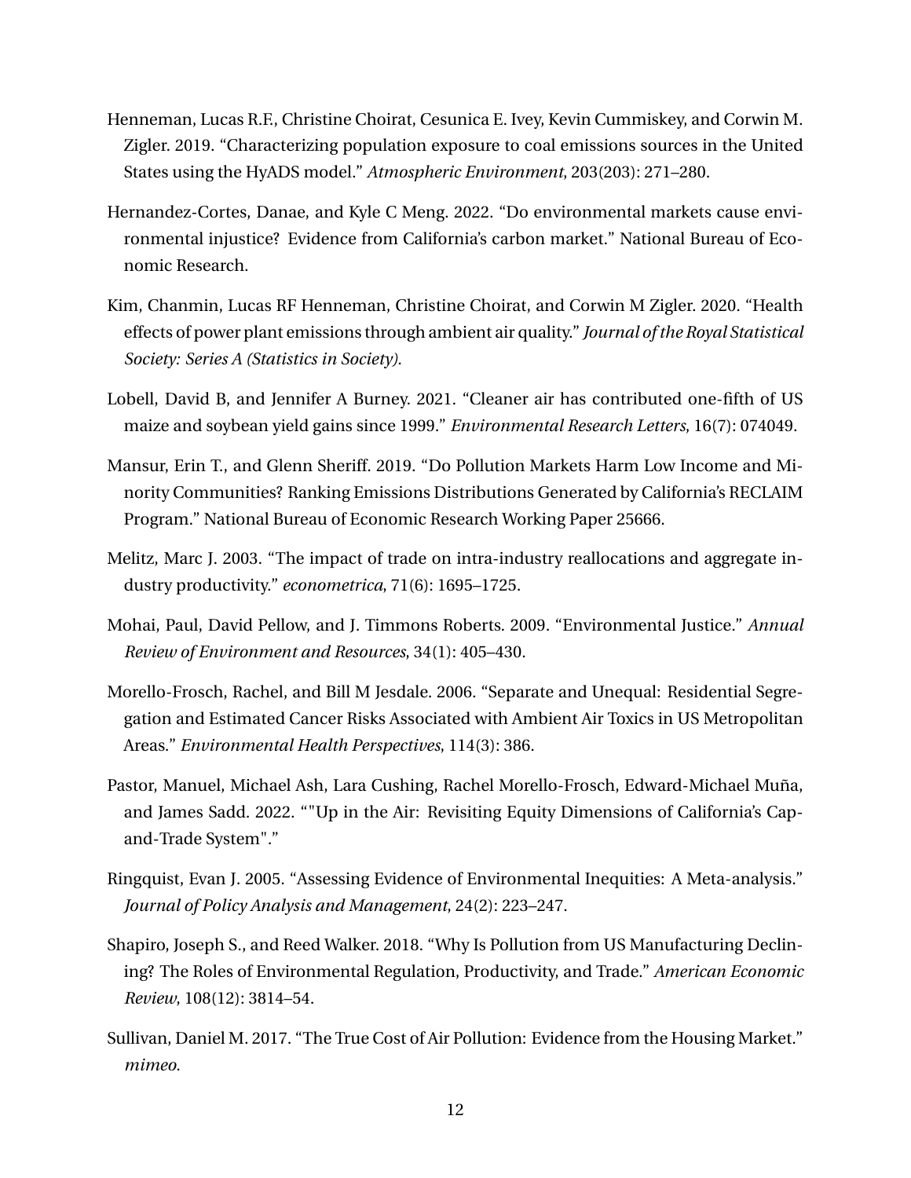Henneman, Lucas R.F., Christine Choirat, Cesunica E. Ivey, Kevin Cummiskey, and Corwin M. Zigler. 2019. "Characterizing population exposure to coal emissions sources in the United States using the HyADS model." *Atmospheric Environment*, 203(203): 271–280.

Hernandez-Cortes, Danae, and Kyle C Meng. 2022. "Do environmental markets cause environmental injustice? Evidence from California's carbon market." National Bureau of Economic Research.

Kim, Chanmin, Lucas RF Henneman, Christine Choirat, and Corwin M Zigler. 2020. "Health effects of power plant emissions through ambient air quality." *Journal of the Royal Statistical Society: Series A (Statistics in Society)*.

Lobell, David B, and Jennifer A Burney. 2021. "Cleaner air has contributed one-fifth of US maize and soybean yield gains since 1999." *Environmental Research Letters*, 16(7): 074049.

Mansur, Erin T., and Glenn Sheriff. 2019. "Do Pollution Markets Harm Low Income and Minority Communities? Ranking Emissions Distributions Generated by California's RECLAIM Program." National Bureau of Economic Research Working Paper 25666.

Melitz, Marc J. 2003. "The impact of trade on intra-industry reallocations and aggregate industry productivity." *econometrica*, 71(6): 1695–1725.

Mohai, Paul, David Pellow, and J. Timmons Roberts. 2009. "Environmental Justice." *Annual Review of Environment and Resources*, 34(1): 405–430.

Morello-Frosch, Rachel, and Bill M Jesdale. 2006. "Separate and Unequal: Residential Segregation and Estimated Cancer Risks Associated with Ambient Air Toxics in US Metropolitan Areas." *Environmental Health Perspectives*, 114(3): 386.

Pastor, Manuel, Michael Ash, Lara Cushing, Rachel Morello-Frosch, Edward-Michael Muña, and James Sadd. 2022. ""Up in the Air: Revisiting Equity Dimensions of California's Cap-and-Trade System"."

Ringquist, Evan J. 2005. "Assessing Evidence of Environmental Inequities: A Meta-analysis." *Journal of Policy Analysis and Management*, 24(2): 223–247.

Shapiro, Joseph S., and Reed Walker. 2018. "Why Is Pollution from US Manufacturing Declining? The Roles of Environmental Regulation, Productivity, and Trade." *American Economic Review*, 108(12): 3814–54.

Sullivan, Daniel M. 2017. "The True Cost of Air Pollution: Evidence from the Housing Market." *mimeo*.